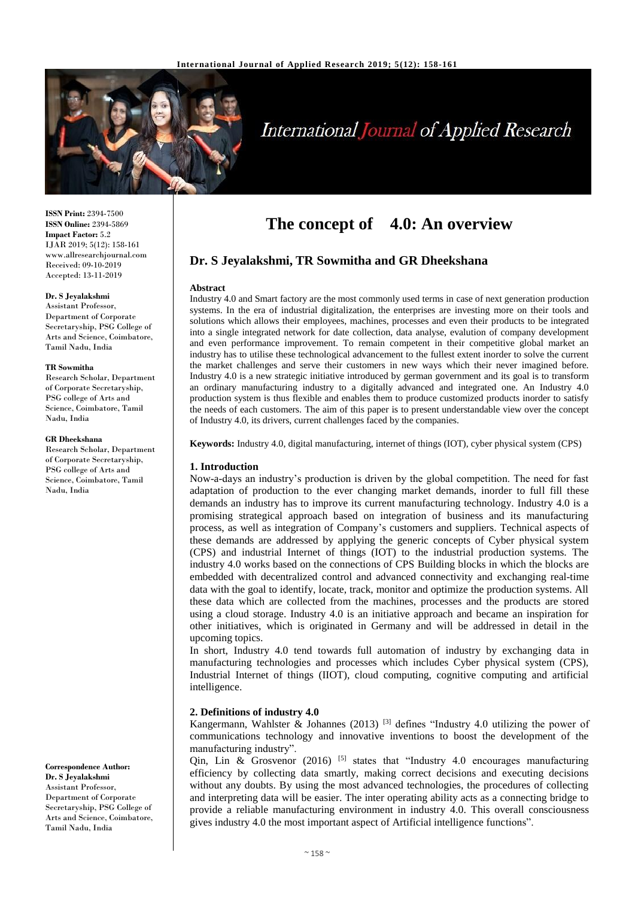# The concept of 4.0: An overview

## Dr. S Jeyalakshmi, TR Sowmitha and GR Dheekshana

**ISSN Print:** 2394-7500
**ISSN Online:** 2394-5869
**Impact Factor:** 5.2
IJAR 2019; 5(12): 158-161
www.allresearchjournal.com
Received: 09-10-2019
Accepted: 13-11-2019

**Dr. S Jeyalakshmi**
Assistant Professor, Department of Corporate Secretaryship, PSG College of Arts and Science, Coimbatore, Tamil Nadu, India

**TR Sowmitha**
Research Scholar, Department of Corporate Secretaryship, PSG college of Arts and Science, Coimbatore, Tamil Nadu, India

**GR Dheekshana**
Research Scholar, Department of Corporate Secretaryship, PSG college of Arts and Science, Coimbatore, Tamil Nadu, India

**Correspondence Author:**
**Dr. S Jeyalakshmi**
Assistant Professor, Department of Corporate Secretaryship, PSG College of Arts and Science, Coimbatore, Tamil Nadu, India

### Abstract

Industry 4.0 and Smart factory are the most commonly used terms in case of next generation production systems. In the era of industrial digitalization, the enterprises are investing more on their tools and solutions which allows their employees, machines, processes and even their products to be integrated into a single integrated network for date collection, data analyse, evalution of company development and even performance improvement. To remain competent in their competitive global market an industry has to utilise these technological advancement to the fullest extent inorder to solve the current the market challenges and serve their customers in new ways which their never imagined before. Industry 4.0 is a new strategic initiative introduced by german government and its goal is to transform an ordinary manufacturing industry to a digitally advanced and integrated one. An Industry 4.0 production system is thus flexible and enables them to produce customized products inorder to satisfy the needs of each customers. The aim of this paper is to present understandable view over the concept of Industry 4.0, its drivers, current challenges faced by the companies.

**Keywords:** Industry 4.0, digital manufacturing, internet of things (IOT), cyber physical system (CPS)

### 1. Introduction

Now-a-days an industry's production is driven by the global competition. The need for fast adaptation of production to the ever changing market demands, inorder to full fill these demands an industry has to improve its current manufacturing technology. Industry 4.0 is a promising strategical approach based on integration of business and its manufacturing process, as well as integration of Company's customers and suppliers. Technical aspects of these demands are addressed by applying the generic concepts of Cyber physical system (CPS) and industrial Internet of things (IOT) to the industrial production systems. The industry 4.0 works based on the connections of CPS Building blocks in which the blocks are embedded with decentralized control and advanced connectivity and exchanging real-time data with the goal to identify, locate, track, monitor and optimize the production systems. All these data which are collected from the machines, processes and the products are stored using a cloud storage. Industry 4.0 is an initiative approach and became an inspiration for other initiatives, which is originated in Germany and will be addressed in detail in the upcoming topics.

In short, Industry 4.0 tend towards full automation of industry by exchanging data in manufacturing technologies and processes which includes Cyber physical system (CPS), Industrial Internet of things (IIOT), cloud computing, cognitive computing and artificial intelligence.

### 2. Definitions of industry 4.0

Kangermann, Wahlster & Johannes (2013) [3] defines "Industry 4.0 utilizing the power of communications technology and innovative inventions to boost the development of the manufacturing industry".

Qin, Lin & Grosvenor (2016) [5] states that "Industry 4.0 encourages manufacturing efficiency by collecting data smartly, making correct decisions and executing decisions without any doubts. By using the most advanced technologies, the procedures of collecting and interpreting data will be easier. The inter operating ability acts as a connecting bridge to provide a reliable manufacturing environment in industry 4.0. This overall consciousness gives industry 4.0 the most important aspect of Artificial intelligence functions".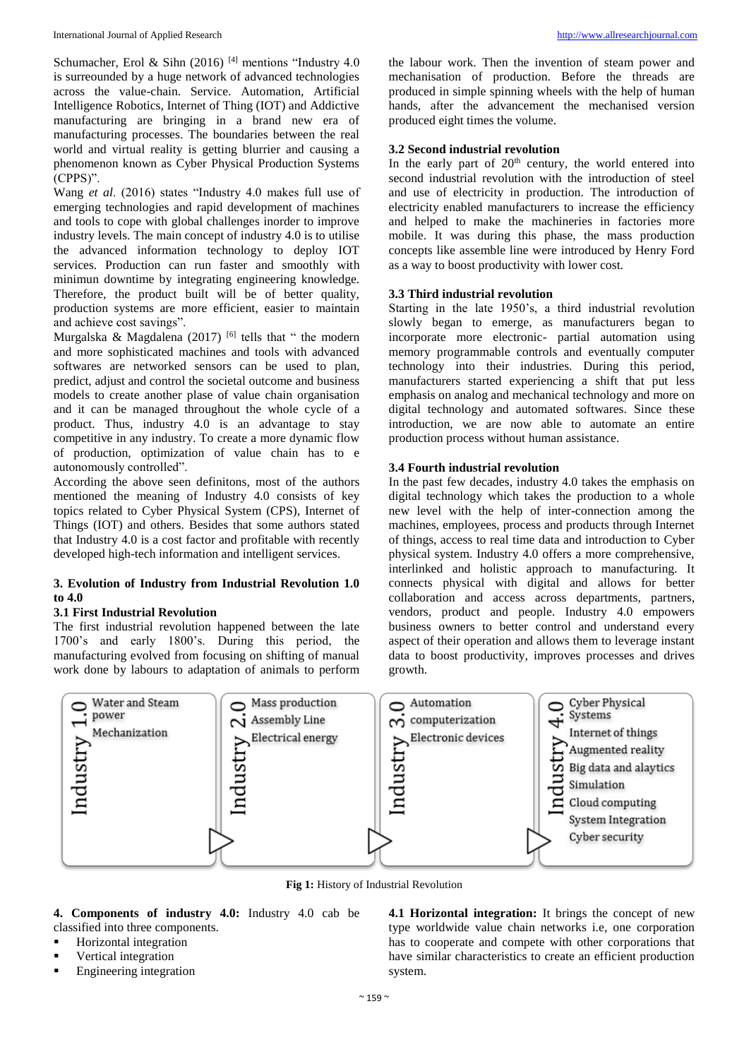Schumacher, Erol & Sihn (2016) [4] mentions "Industry 4.0 is surreounded by a huge network of advanced technologies across the value-chain. Service. Automation, Artificial Intelligence Robotics, Internet of Thing (IOT) and Addictive manufacturing are bringing in a brand new era of manufacturing processes. The boundaries between the real world and virtual reality is getting blurrier and causing a phenomenon known as Cyber Physical Production Systems (CPPS)".

Wang *et al*. (2016) states "Industry 4.0 makes full use of emerging technologies and rapid development of machines and tools to cope with global challenges inorder to improve industry levels. The main concept of industry 4.0 is to utilise the advanced information technology to deploy IOT services. Production can run faster and smoothly with minimun downtime by integrating engineering knowledge. Therefore, the product built will be of better quality, production systems are more efficient, easier to maintain and achieve cost savings".

Murgalska & Magdalena (2017) [6] tells that " the modern and more sophisticated machines and tools with advanced softwares are networked sensors can be used to plan, predict, adjust and control the societal outcome and business models to create another plase of value chain organisation and it can be managed throughout the whole cycle of a product. Thus, industry 4.0 is an advantage to stay competitive in any industry. To create a more dynamic flow of production, optimization of value chain has to e autonomously controlled".

According the above seen definitons, most of the authors mentioned the meaning of Industry 4.0 consists of key topics related to Cyber Physical System (CPS), Internet of Things (IOT) and others. Besides that some authors stated that Industry 4.0 is a cost factor and profitable with recently developed high-tech information and intelligent services.

## 3. Evolution of Industry from Industrial Revolution 1.0 to 4.0

### 3.1 First Industrial Revolution

The first industrial revolution happened between the late 1700's and early 1800's. During this period, the manufacturing evolved from focusing on shifting of manual work done by labours to adaptation of animals to perform the labour work. Then the invention of steam power and mechanisation of production. Before the threads are produced in simple spinning wheels with the help of human hands, after the advancement the mechanised version produced eight times the volume.

### 3.2 Second industrial revolution

In the early part of 20th century, the world entered into second industrial revolution with the introduction of steel and use of electricity in production. The introduction of electricity enabled manufacturers to increase the efficiency and helped to make the machineries in factories more mobile. It was during this phase, the mass production concepts like assemble line were introduced by Henry Ford as a way to boost productivity with lower cost.

### 3.3 Third industrial revolution

Starting in the late 1950's, a third industrial revolution slowly began to emerge, as manufacturers began to incorporate more electronic- partial automation using memory programmable controls and eventually computer technology into their industries. During this period, manufacturers started experiencing a shift that put less emphasis on analog and mechanical technology and more on digital technology and automated softwares. Since these introduction, we are now able to automate an entire production process without human assistance.

### 3.4 Fourth industrial revolution

In the past few decades, industry 4.0 takes the emphasis on digital technology which takes the production to a whole new level with the help of inter-connection among the machines, employees, process and products through Internet of things, access to real time data and introduction to Cyber physical system. Industry 4.0 offers a more comprehensive, interlinked and holistic approach to manufacturing. It connects physical with digital and allows for better collaboration and access across departments, partners, vendors, product and people. Industry 4.0 empowers business owners to better control and understand every aspect of their operation and allows them to leverage instant data to boost productivity, improves processes and drives growth.

| Industry 1.0 | Industry 2.0 | Industry 3.0 | Industry 4.0 |
|---|---|---|---|
| Water and Steam power<br>Mechanization | Mass production<br>Assembly Line<br>Electrical energy | Automation<br>computerization<br>Electronic devices | Cyber Physical Systems<br>Internet of things<br>Augmented reality<br>Big data and alaytics<br>Simulation<br>Cloud computing<br>System Integration<br>Cyber security |

**Fig 1:** History of Industrial Revolution

**4. Components of industry 4.0:** Industry 4.0 cab be classified into three components.

- Horizontal integration
- Vertical integration
- Engineering integration

**4.1 Horizontal integration:** It brings the concept of new type worldwide value chain networks i.e, one corporation has to cooperate and compete with other corporations that have similar characteristics to create an efficient production system.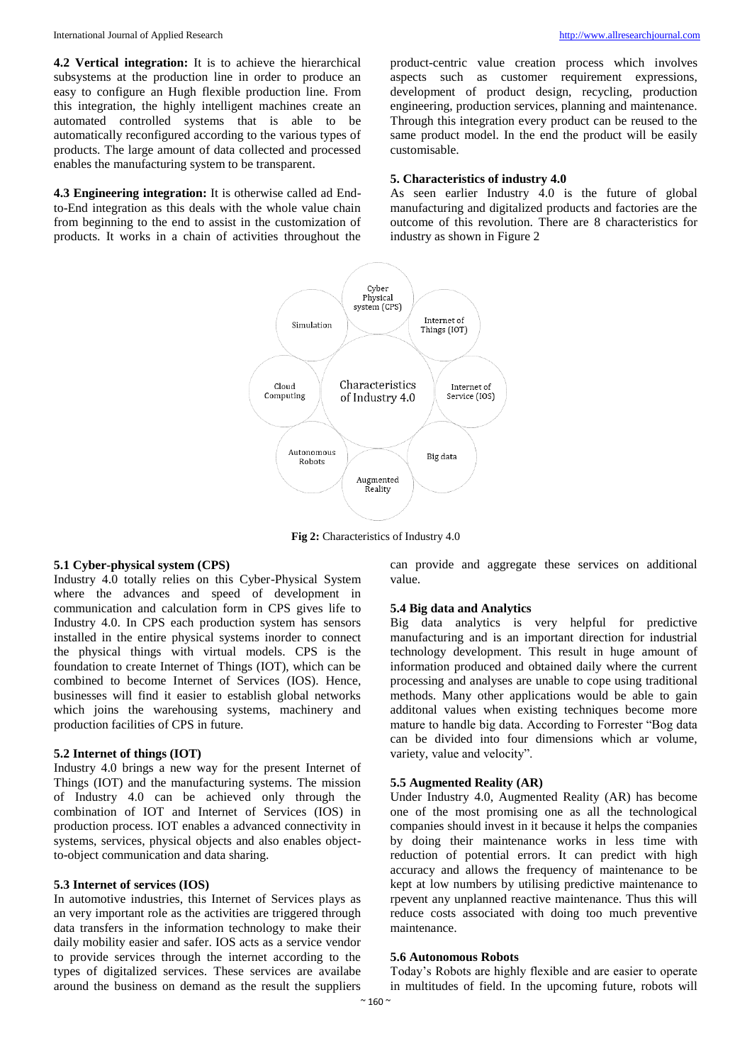**4.2 Vertical integration:** It is to achieve the hierarchical subsystems at the production line in order to produce an easy to configure an Hugh flexible production line. From this integration, the highly intelligent machines create an automated controlled systems that is able to be automatically reconfigured according to the various types of products. The large amount of data collected and processed enables the manufacturing system to be transparent.

**4.3 Engineering integration:** It is otherwise called ad End-to-End integration as this deals with the whole value chain from beginning to the end to assist in the customization of products. It works in a chain of activities throughout the product-centric value creation process which involves aspects such as customer requirement expressions, development of product design, recycling, production engineering, production services, planning and maintenance. Through this integration every product can be reused to the same product model. In the end the product will be easily customisable.

## 5. Characteristics of industry 4.0

As seen earlier Industry 4.0 is the future of global manufacturing and digitalized products and factories are the outcome of this revolution. There are 8 characteristics for industry as shown in Figure 2

Characteristics of Industry 4.0: Cyber Physical system (CPS), Internet of Things (IOT), Internet of Service (IOS), Big data, Augmented Reality, Autonomous Robots, Cloud Computing, Simulation

**Fig 2:** Characteristics of Industry 4.0

### 5.1 Cyber-physical system (CPS)

Industry 4.0 totally relies on this Cyber-Physical System where the advances and speed of development in communication and calculation form in CPS gives life to Industry 4.0. In CPS each production system has sensors installed in the entire physical systems inorder to connect the physical things with virtual models. CPS is the foundation to create Internet of Things (IOT), which can be combined to become Internet of Services (IOS). Hence, businesses will find it easier to establish global networks which joins the warehousing systems, machinery and production facilities of CPS in future.

### 5.2 Internet of things (IOT)

Industry 4.0 brings a new way for the present Internet of Things (IOT) and the manufacturing systems. The mission of Industry 4.0 can be achieved only through the combination of IOT and Internet of Services (IOS) in production process. IOT enables a advanced connectivity in systems, services, physical objects and also enables object-to-object communication and data sharing.

### 5.3 Internet of services (IOS)

In automotive industries, this Internet of Services plays as an very important role as the activities are triggered through data transfers in the information technology to make their daily mobility easier and safer. IOS acts as a service vendor to provide services through the internet according to the types of digitalized services. These services are availabe around the business on demand as the result the suppliers can provide and aggregate these services on additional value.

### 5.4 Big data and Analytics

Big data analytics is very helpful for predictive manufacturing and is an important direction for industrial technology development. This result in huge amount of information produced and obtained daily where the current processing and analyses are unable to cope using traditional methods. Many other applications would be able to gain additonal values when existing techniques become more mature to handle big data. According to Forrester "Bog data can be divided into four dimensions which ar volume, variety, value and velocity".

### 5.5 Augmented Reality (AR)

Under Industry 4.0, Augmented Reality (AR) has become one of the most promising one as all the technological companies should invest in it because it helps the companies by doing their maintenance works in less time with reduction of potential errors. It can predict with high accuracy and allows the frequency of maintenance to be kept at low numbers by utilising predictive maintenance to rpevent any unplanned reactive maintenance. Thus this will reduce costs associated with doing too much preventive maintenance.

### 5.6 Autonomous Robots

Today's Robots are highly flexible and are easier to operate in multitudes of field. In the upcoming future, robots will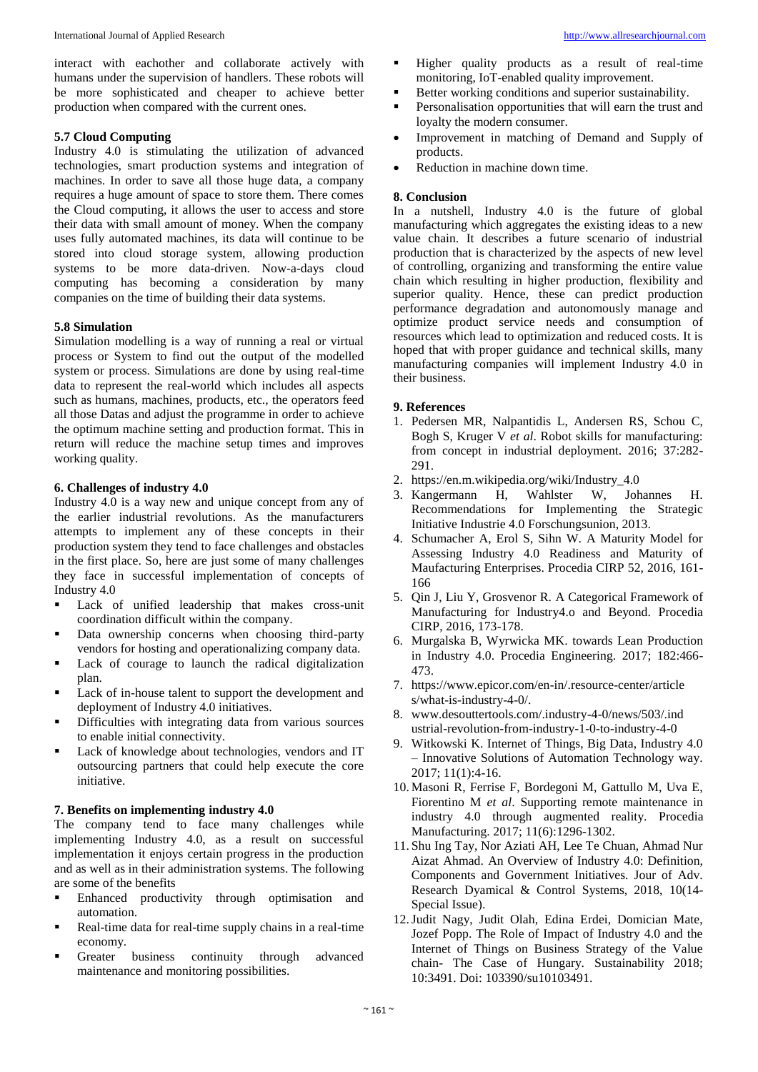interact with eachother and collaborate actively with humans under the supervision of handlers. These robots will be more sophisticated and cheaper to achieve better production when compared with the current ones.

### 5.7 Cloud Computing

Industry 4.0 is stimulating the utilization of advanced technologies, smart production systems and integration of machines. In order to save all those huge data, a company requires a huge amount of space to store them. There comes the Cloud computing, it allows the user to access and store their data with small amount of money. When the company uses fully automated machines, its data will continue to be stored into cloud storage system, allowing production systems to be more data-driven. Now-a-days cloud computing has becoming a consideration by many companies on the time of building their data systems.

### 5.8 Simulation

Simulation modelling is a way of running a real or virtual process or System to find out the output of the modelled system or process. Simulations are done by using real-time data to represent the real-world which includes all aspects such as humans, machines, products, etc., the operators feed all those Datas and adjust the programme in order to achieve the optimum machine setting and production format. This in return will reduce the machine setup times and improves working quality.

## 6. Challenges of industry 4.0

Industry 4.0 is a way new and unique concept from any of the earlier industrial revolutions. As the manufacturers attempts to implement any of these concepts in their production system they tend to face challenges and obstacles in the first place. So, here are just some of many challenges they face in successful implementation of concepts of Industry 4.0

- Lack of unified leadership that makes cross-unit coordination difficult within the company.
- Data ownership concerns when choosing third-party vendors for hosting and operationalizing company data.
- Lack of courage to launch the radical digitalization plan.
- Lack of in-house talent to support the development and deployment of Industry 4.0 initiatives.
- Difficulties with integrating data from various sources to enable initial connectivity.
- Lack of knowledge about technologies, vendors and IT outsourcing partners that could help execute the core initiative.

## 7. Benefits on implementing industry 4.0

The company tend to face many challenges while implementing Industry 4.0, as a result on successful implementation it enjoys certain progress in the production and as well as in their administration systems. The following are some of the benefits

- Enhanced productivity through optimisation and automation.
- Real-time data for real-time supply chains in a real-time economy.
- Greater business continuity through advanced maintenance and monitoring possibilities.
- Higher quality products as a result of real-time monitoring, IoT-enabled quality improvement.
- Better working conditions and superior sustainability.
- Personalisation opportunities that will earn the trust and loyalty the modern consumer.
- Improvement in matching of Demand and Supply of products.
- Reduction in machine down time.

## 8. Conclusion

In a nutshell, Industry 4.0 is the future of global manufacturing which aggregates the existing ideas to a new value chain. It describes a future scenario of industrial production that is characterized by the aspects of new level of controlling, organizing and transforming the entire value chain which resulting in higher production, flexibility and superior quality. Hence, these can predict production performance degradation and autonomously manage and optimize product service needs and consumption of resources which lead to optimization and reduced costs. It is hoped that with proper guidance and technical skills, many manufacturing companies will implement Industry 4.0 in their business.

## 9. References

1. Pedersen MR, Nalpantidis L, Andersen RS, Schou C, Bogh S, Kruger V *et al*. Robot skills for manufacturing: from concept in industrial deployment. 2016; 37:282-291.
2. https://en.m.wikipedia.org/wiki/Industry_4.0
3. Kangermann H, Wahlster W, Johannes H. Recommendations for Implementing the Strategic Initiative Industrie 4.0 Forschungsunion, 2013.
4. Schumacher A, Erol S, Sihn W. A Maturity Model for Assessing Industry 4.0 Readiness and Maturity of Maufacturing Enterprises. Procedia CIRP 52, 2016, 161-166
5. Qin J, Liu Y, Grosvenor R. A Categorical Framework of Manufacturing for Industry4.o and Beyond. Procedia CIRP, 2016, 173-178.
6. Murgalska B, Wyrwicka MK. towards Lean Production in Industry 4.0. Procedia Engineering. 2017; 182:466-473.
7. https://www.epicor.com/en-in/.resource-center/articles/what-is-industry-4-0/.
8. www.desouttertools.com/.industry-4-0/news/503/.industrial-revolution-from-industry-1-0-to-industry-4-0
9. Witkowski K. Internet of Things, Big Data, Industry 4.0 – Innovative Solutions of Automation Technology way. 2017; 11(1):4-16.
10. Masoni R, Ferrise F, Bordegoni M, Gattullo M, Uva E, Fiorentino M *et al*. Supporting remote maintenance in industry 4.0 through augmented reality. Procedia Manufacturing. 2017; 11(6):1296-1302.
11. Shu Ing Tay, Nor Aziati AH, Lee Te Chuan, Ahmad Nur Aizat Ahmad. An Overview of Industry 4.0: Definition, Components and Government Initiatives. Jour of Adv. Research Dyamical & Control Systems, 2018, 10(14-Special Issue).
12. Judit Nagy, Judit Olah, Edina Erdei, Domician Mate, Jozef Popp. The Role of Impact of Industry 4.0 and the Internet of Things on Business Strategy of the Value chain- The Case of Hungary. Sustainability 2018; 10:3491. Doi: 103390/su10103491.